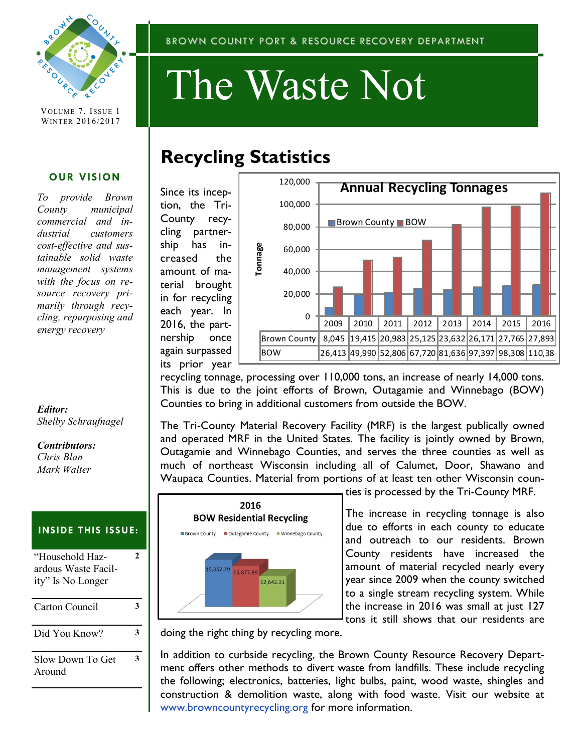BROWN COUNTY PORT & RESOURCE RECOVERY DEPARTMENT

# The Waste Not

VOLUME 7, ISSUE 1
WINTER 2016/2017

## OUR VISION

*To provide Brown County municipal commercial and industrial customers cost-effective and sustainable solid waste management systems with the focus on resource recovery primarily through recycling, repurposing and energy recovery*

*Editor:*
*Shelby Schraufnagel*

*Contributors:*
*Chris Blan*
*Mark Walter*

## INSIDE THIS ISSUE:

| | |
|---|---|
| "Household Hazardous Waste Facility" Is No Longer | 2 |
| Carton Council | 3 |
| Did You Know? | 3 |
| Slow Down To Get Around | 3 |

# Recycling Statistics

**Annual Recycling Tonnages**

| | 2009 | 2010 | 2011 | 2012 | 2013 | 2014 | 2015 | 2016 |
|---|---|---|---|---|---|---|---|---|
| Brown County | 8,045 | 19,415 | 20,983 | 25,125 | 23,632 | 26,171 | 27,765 | 27,893 |
| BOW | 26,413 | 49,990 | 52,806 | 67,720 | 81,636 | 97,397 | 98,308 | 110,38 |

Since its inception, the Tri-County recycling partnership has increased the amount of material brought in for recycling each year. In 2016, the partnership once again surpassed its prior year recycling tonnage, processing over 110,000 tons, an increase of nearly 14,000 tons. This is due to the joint efforts of Brown, Outagamie and Winnebago (BOW) Counties to bring in additional customers from outside the BOW.

The Tri-County Material Recovery Facility (MRF) is the largest publically owned and operated MRF in the United States. The facility is jointly owned by Brown, Outagamie and Winnebago Counties, and serves the three counties as well as much of northeast Wisconsin including all of Calumet, Door, Shawano and Waupaca Counties. Material from portions of at least ten other Wisconsin counties is processed by the Tri-County MRF.

**2016 BOW Residential Recycling**

| Brown County | Outagamie County | Winnebago County |
|---|---|---|
| 19,367.79 | 16,877.89 | 12,642.31 |

The increase in recycling tonnage is also due to efforts in each county to educate and outreach to our residents. Brown County residents have increased the amount of material recycled nearly every year since 2009 when the county switched to a single stream recycling system. While the increase in 2016 was small at just 127 tons it still shows that our residents are doing the right thing by recycling more.

In addition to curbside recycling, the Brown County Resource Recovery Department offers other methods to divert waste from landfills. These include recycling the following; electronics, batteries, light bulbs, paint, wood waste, shingles and construction & demolition waste, along with food waste. Visit our website at www.browncountyrecycling.org for more information.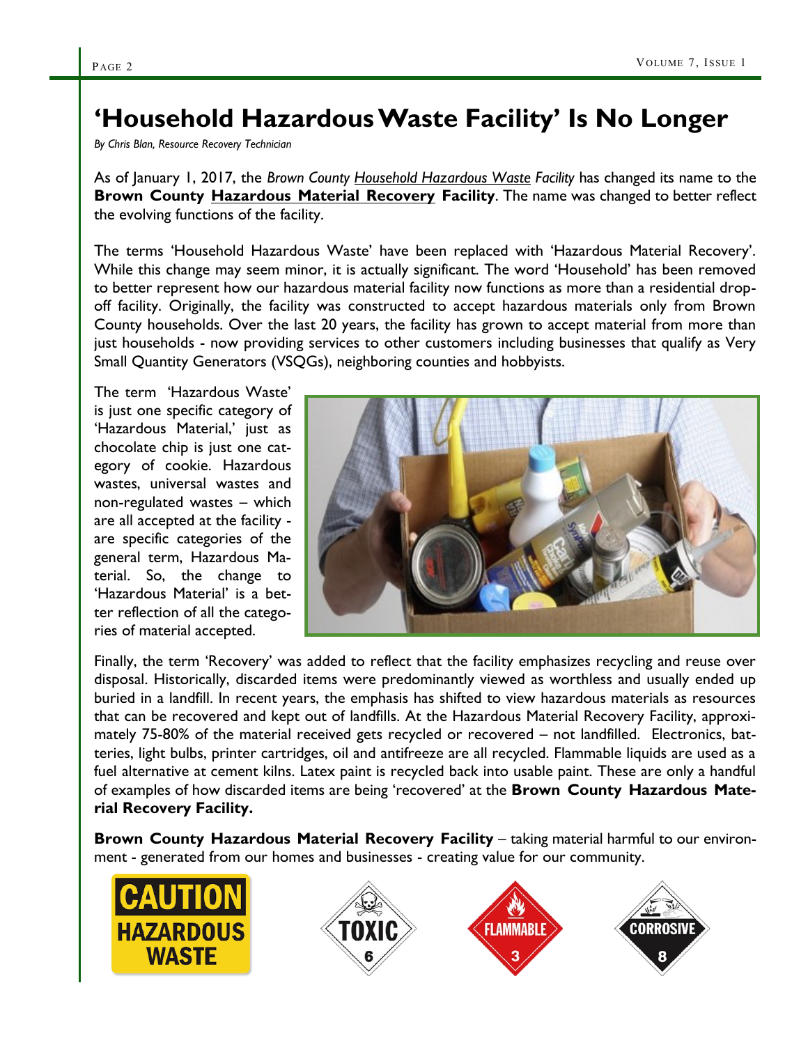# 'Household Hazardous Waste Facility' Is No Longer

*By Chris Blan, Resource Recovery Technician*

As of January 1, 2017, the *Brown County Household Hazardous Waste Facility* has changed its name to the **Brown County Hazardous Material Recovery Facility**. The name was changed to better reflect the evolving functions of the facility.

The terms 'Household Hazardous Waste' have been replaced with 'Hazardous Material Recovery'. While this change may seem minor, it is actually significant. The word 'Household' has been removed to better represent how our hazardous material facility now functions as more than a residential drop-off facility. Originally, the facility was constructed to accept hazardous materials only from Brown County households. Over the last 20 years, the facility has grown to accept material from more than just households - now providing services to other customers including businesses that qualify as Very Small Quantity Generators (VSQGs), neighboring counties and hobbyists.

The term 'Hazardous Waste' is just one specific category of 'Hazardous Material,' just as chocolate chip is just one category of cookie. Hazardous wastes, universal wastes and non-regulated wastes – which are all accepted at the facility - are specific categories of the general term, Hazardous Material. So, the change to 'Hazardous Material' is a better reflection of all the categories of material accepted.

Finally, the term 'Recovery' was added to reflect that the facility emphasizes recycling and reuse over disposal. Historically, discarded items were predominantly viewed as worthless and usually ended up buried in a landfill. In recent years, the emphasis has shifted to view hazardous materials as resources that can be recovered and kept out of landfills. At the Hazardous Material Recovery Facility, approximately 75-80% of the material received gets recycled or recovered – not landfilled. Electronics, batteries, light bulbs, printer cartridges, oil and antifreeze are all recycled. Flammable liquids are used as a fuel alternative at cement kilns. Latex paint is recycled back into usable paint. These are only a handful of examples of how discarded items are being 'recovered' at the **Brown County Hazardous Material Recovery Facility.**

**Brown County Hazardous Material Recovery Facility** – taking material harmful to our environment - generated from our homes and businesses - creating value for our community.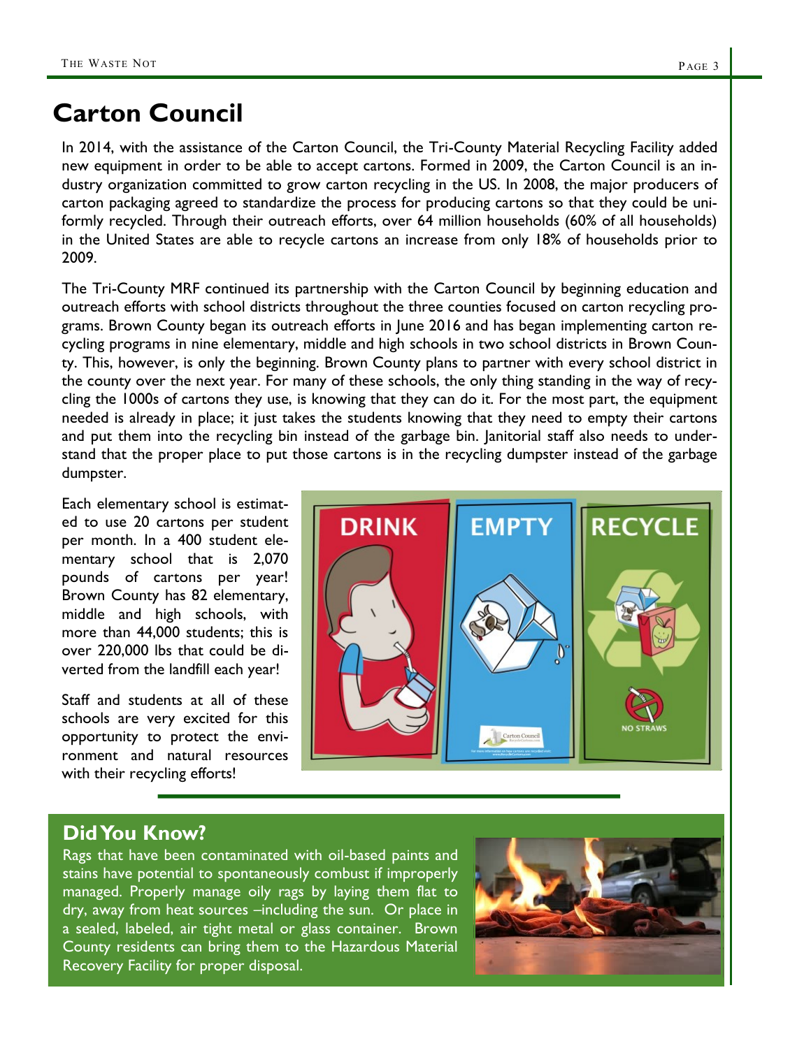# Carton Council

In 2014, with the assistance of the Carton Council, the Tri-County Material Recycling Facility added new equipment in order to be able to accept cartons. Formed in 2009, the Carton Council is an industry organization committed to grow carton recycling in the US. In 2008, the major producers of carton packaging agreed to standardize the process for producing cartons so that they could be uniformly recycled. Through their outreach efforts, over 64 million households (60% of all households) in the United States are able to recycle cartons an increase from only 18% of households prior to 2009.

The Tri-County MRF continued its partnership with the Carton Council by beginning education and outreach efforts with school districts throughout the three counties focused on carton recycling programs. Brown County began its outreach efforts in June 2016 and has began implementing carton recycling programs in nine elementary, middle and high schools in two school districts in Brown County. This, however, is only the beginning. Brown County plans to partner with every school district in the county over the next year. For many of these schools, the only thing standing in the way of recycling the 1000s of cartons they use, is knowing that they can do it. For the most part, the equipment needed is already in place; it just takes the students knowing that they need to empty their cartons and put them into the recycling bin instead of the garbage bin. Janitorial staff also needs to understand that the proper place to put those cartons is in the recycling dumpster instead of the garbage dumpster.

Each elementary school is estimated to use 20 cartons per student per month. In a 400 student elementary school that is 2,070 pounds of cartons per year! Brown County has 82 elementary, middle and high schools, with more than 44,000 students; this is over 220,000 lbs that could be diverted from the landfill each year!

Staff and students at all of these schools are very excited for this opportunity to protect the environment and natural resources with their recycling efforts!

## Did You Know?

Rags that have been contaminated with oil-based paints and stains have potential to spontaneously combust if improperly managed. Properly manage oily rags by laying them flat to dry, away from heat sources –including the sun. Or place in a sealed, labeled, air tight metal or glass container. Brown County residents can bring them to the Hazardous Material Recovery Facility for proper disposal.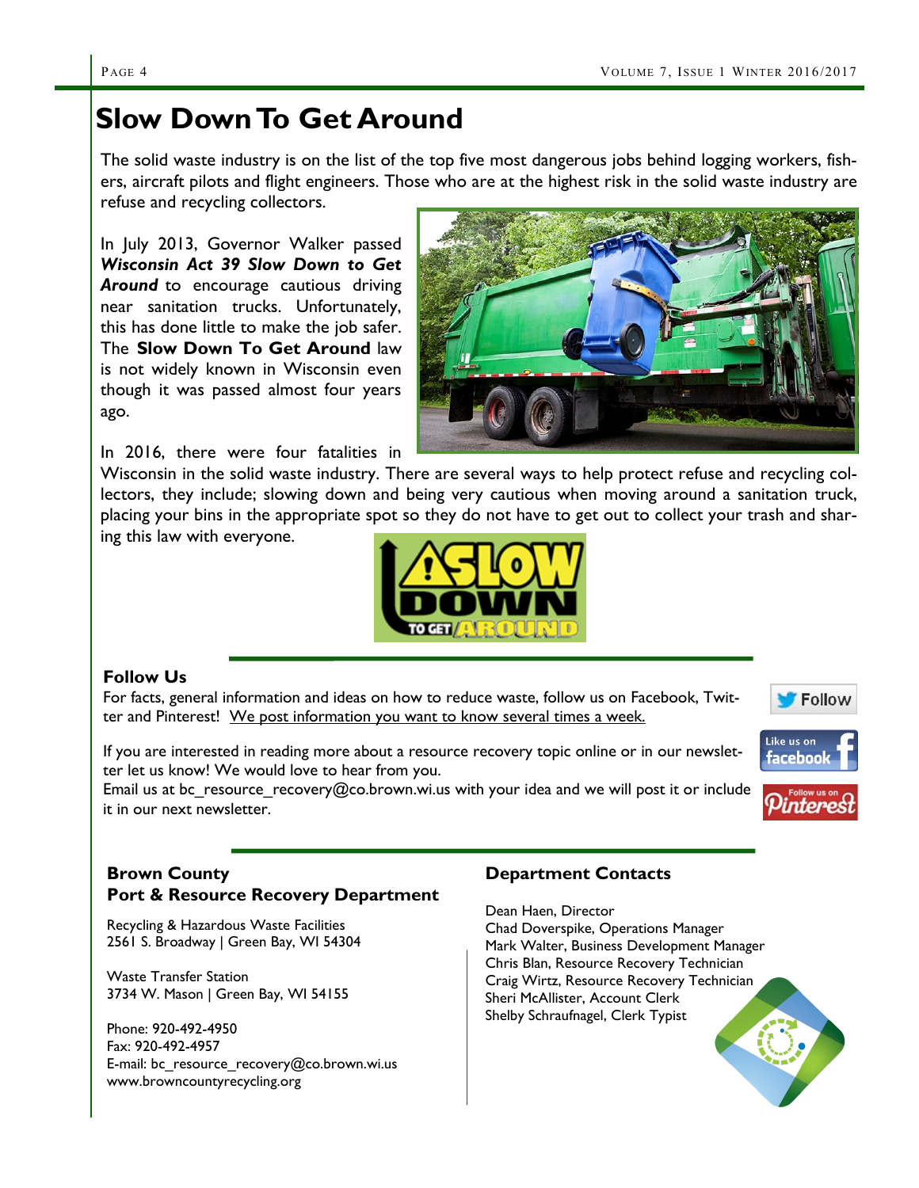# Slow Down To Get Around

The solid waste industry is on the list of the top five most dangerous jobs behind logging workers, fishers, aircraft pilots and flight engineers. Those who are at the highest risk in the solid waste industry are refuse and recycling collectors.

In July 2013, Governor Walker passed ***Wisconsin Act 39 Slow Down to Get Around*** to encourage cautious driving near sanitation trucks. Unfortunately, this has done little to make the job safer. The **Slow Down To Get Around** law is not widely known in Wisconsin even though it was passed almost four years ago.

In 2016, there were four fatalities in Wisconsin in the solid waste industry. There are several ways to help protect refuse and recycling collectors, they include; slowing down and being very cautious when moving around a sanitation truck, placing your bins in the appropriate spot so they do not have to get out to collect your trash and sharing this law with everyone.

## Follow Us

For facts, general information and ideas on how to reduce waste, follow us on Facebook, Twitter and Pinterest! We post information you want to know several times a week.

If you are interested in reading more about a resource recovery topic online or in our newsletter let us know! We would love to hear from you.
Email us at bc_resource_recovery@co.brown.wi.us with your idea and we will post it or include it in our next newsletter.

### Brown County Port & Resource Recovery Department

Recycling & Hazardous Waste Facilities
2561 S. Broadway | Green Bay, WI 54304

Waste Transfer Station
3734 W. Mason | Green Bay, WI 54155

Phone: 920-492-4950
Fax: 920-492-4957
E-mail: bc_resource_recovery@co.brown.wi.us
www.browncountyrecycling.org

### Department Contacts

Dean Haen, Director
Chad Doverspike, Operations Manager
Mark Walter, Business Development Manager
Chris Blan, Resource Recovery Technician
Craig Wirtz, Resource Recovery Technician
Sheri McAllister, Account Clerk
Shelby Schraufnagel, Clerk Typist